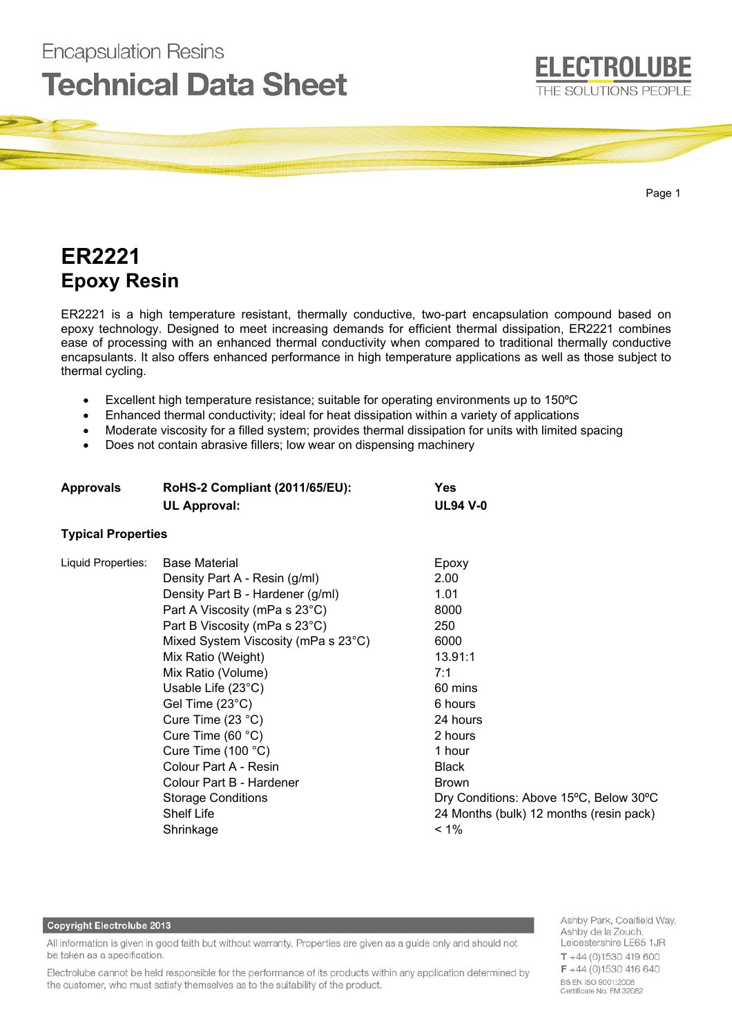Encapsulation Resins

# Technical Data Sheet

ELECTROLUBE
THE SOLUTIONS PEOPLE

## ER2221
## Epoxy Resin

ER2221 is a high temperature resistant, thermally conductive, two-part encapsulation compound based on epoxy technology. Designed to meet increasing demands for efficient thermal dissipation, ER2221 combines ease of processing with an enhanced thermal conductivity when compared to traditional thermally conductive encapsulants. It also offers enhanced performance in high temperature applications as well as those subject to thermal cycling.

- Excellent high temperature resistance; suitable for operating environments up to 150ºC
- Enhanced thermal conductivity; ideal for heat dissipation within a variety of applications
- Moderate viscosity for a filled system; provides thermal dissipation for units with limited spacing
- Does not contain abrasive fillers; low wear on dispensing machinery

| | | |
|---|---|---|
| **Approvals** | **RoHS-2 Compliant (2011/65/EU):** | **Yes** |
| | **UL Approval:** | **UL94 V-0** |

**Typical Properties**

| | | |
|---|---|---|
| Liquid Properties: | Base Material | Epoxy |
| | Density Part A - Resin (g/ml) | 2.00 |
| | Density Part B - Hardener (g/ml) | 1.01 |
| | Part A Viscosity (mPa s 23°C) | 8000 |
| | Part B Viscosity (mPa s 23°C) | 250 |
| | Mixed System Viscosity (mPa s 23°C) | 6000 |
| | Mix Ratio (Weight) | 13.91:1 |
| | Mix Ratio (Volume) | 7:1 |
| | Usable Life (23°C) | 60 mins |
| | Gel Time (23°C) | 6 hours |
| | Cure Time (23 °C) | 24 hours |
| | Cure Time (60 °C) | 2 hours |
| | Cure Time (100 °C) | 1 hour |
| | Colour Part A - Resin | Black |
| | Colour Part B - Hardener | Brown |
| | Storage Conditions | Dry Conditions: Above 15ºC, Below 30ºC |
| | Shelf Life | 24 Months (bulk) 12 months (resin pack) |
| | Shrinkage | < 1% |

**Copyright Electrolube 2013**

All information is given in good faith but without warranty. Properties are given as a guide only and should not be taken as a specification.

Electrolube cannot be held responsible for the performance of its products within any application determined by the customer, who must satisfy themselves as to the suitability of the product.

Ashby Park, Coalfield Way,
Ashby de la Zouch,
Leicestershire LE65 1JR
T +44 (0)1530 419 600
F +44 (0)1530 416 640
BS EN ISO 9001:2008
Certificate No. FM 32082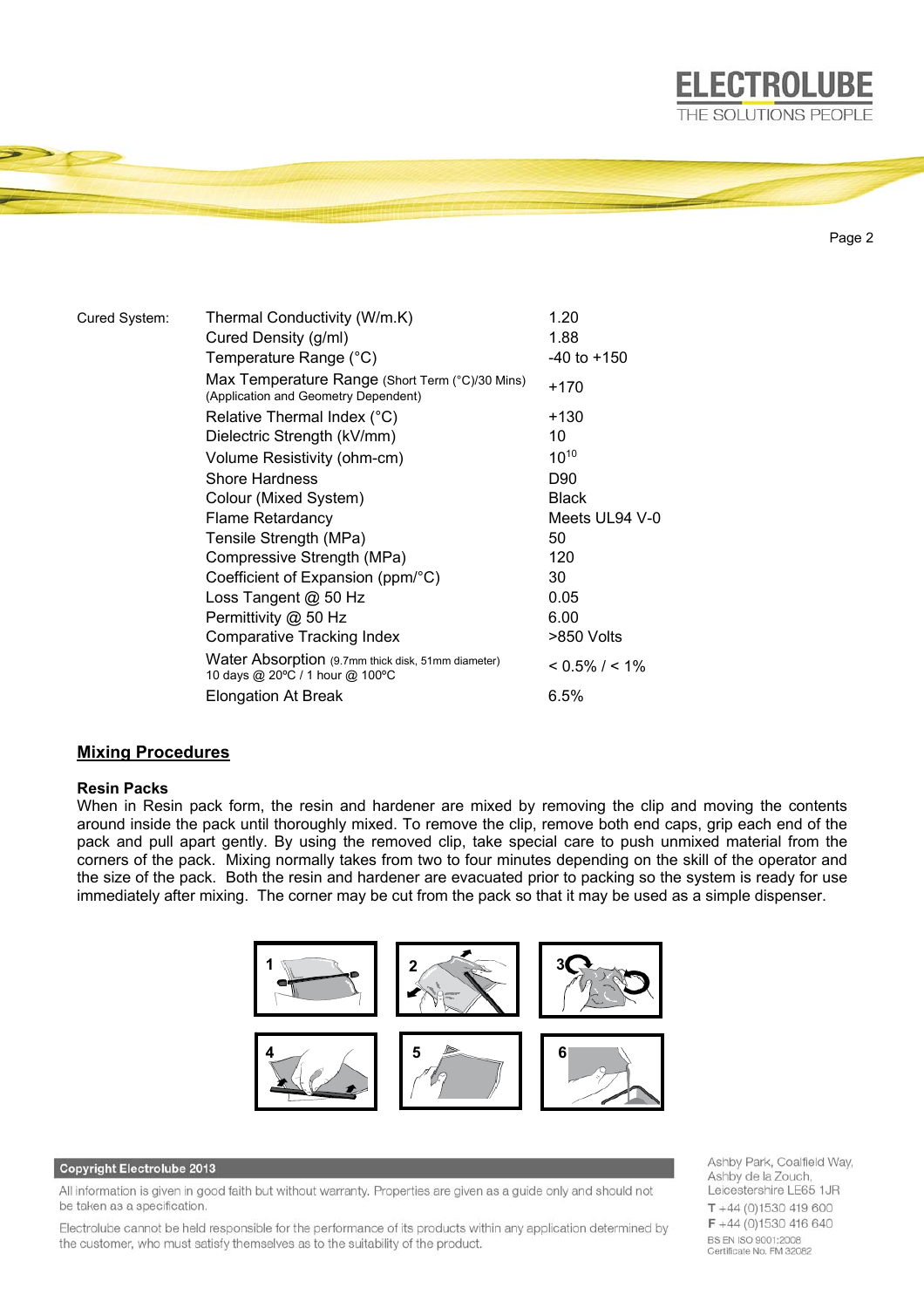| Cured System: | Property | Value |
|---|---|---|
| | Thermal Conductivity (W/m.K) | 1.20 |
| | Cured Density (g/ml) | 1.88 |
| | Temperature Range (°C) | -40 to +150 |
| | Max Temperature Range (Short Term (°C)/30 Mins) (Application and Geometry Dependent) | +170 |
| | Relative Thermal Index (°C) | +130 |
| | Dielectric Strength (kV/mm) | 10 |
| | Volume Resistivity (ohm-cm) | $10^{10}$ |
| | Shore Hardness | D90 |
| | Colour (Mixed System) | Black |
| | Flame Retardancy | Meets UL94 V-0 |
| | Tensile Strength (MPa) | 50 |
| | Compressive Strength (MPa) | 120 |
| | Coefficient of Expansion (ppm/°C) | 30 |
| | Loss Tangent @ 50 Hz | 0.05 |
| | Permittivity @ 50 Hz | 6.00 |
| | Comparative Tracking Index | >850 Volts |
| | Water Absorption (9.7mm thick disk, 51mm diameter) 10 days @ 20ºC / 1 hour @ 100ºC | < 0.5% / < 1% |
| | Elongation At Break | 6.5% |

## Mixing Procedures

**Resin Packs**

When in Resin pack form, the resin and hardener are mixed by removing the clip and moving the contents around inside the pack until thoroughly mixed. To remove the clip, remove both end caps, grip each end of the pack and pull apart gently. By using the removed clip, take special care to push unmixed material from the corners of the pack. Mixing normally takes from two to four minutes depending on the skill of the operator and the size of the pack. Both the resin and hardener are evacuated prior to packing so the system is ready for use immediately after mixing. The corner may be cut from the pack so that it may be used as a simple dispenser.

Copyright Electrolube 2013

All information is given in good faith but without warranty. Properties are given as a guide only and should not be taken as a specification.

Electrolube cannot be held responsible for the performance of its products within any application determined by the customer, who must satisfy themselves as to the suitability of the product.

Ashby Park, Coalfield Way, Ashby de la Zouch, Leicestershire LE65 1JR
T +44 (0)1530 419 600
F +44 (0)1530 416 640
BS EN ISO 9001:2008
Certificate No. FM 32082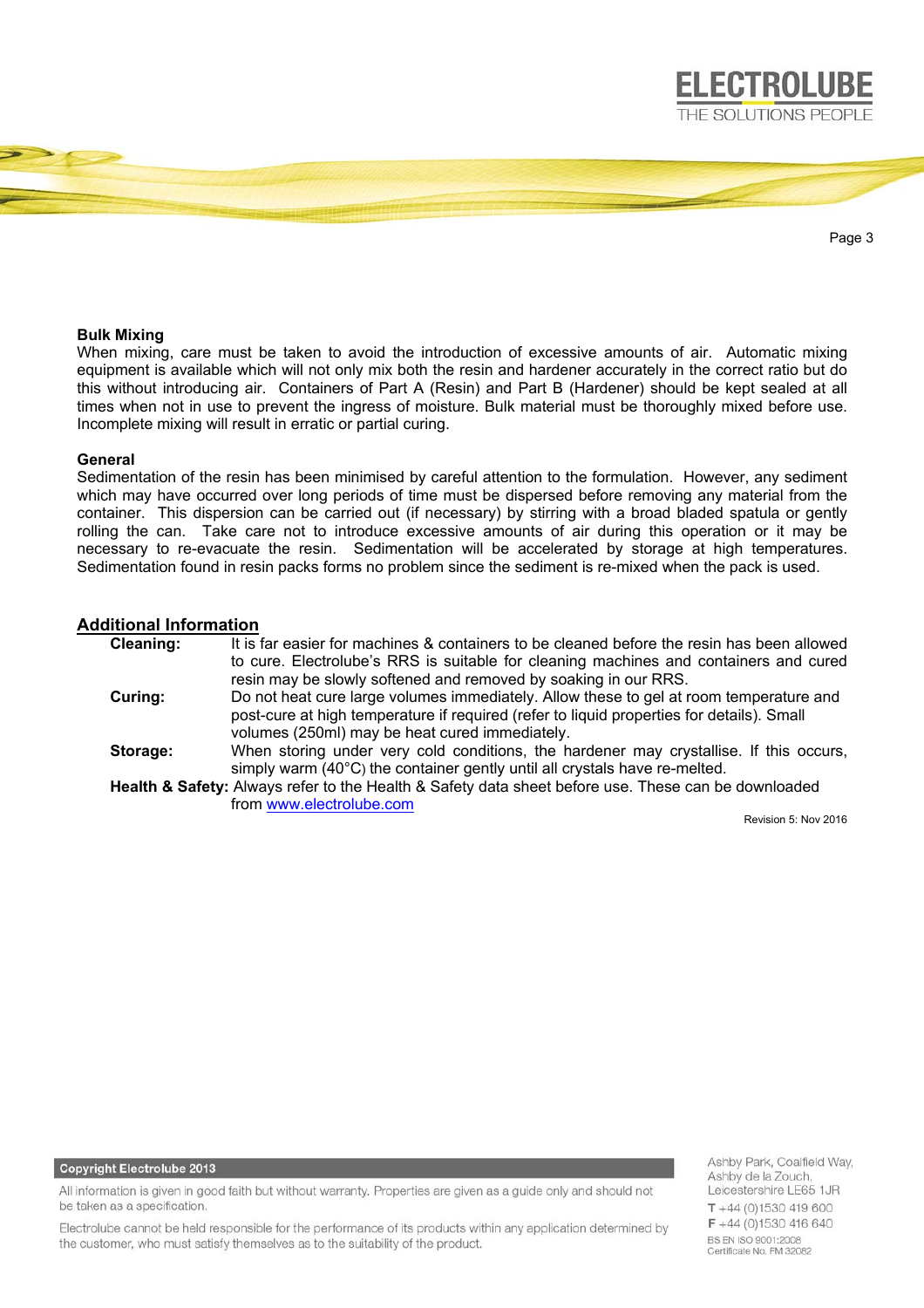**Bulk Mixing**

When mixing, care must be taken to avoid the introduction of excessive amounts of air. Automatic mixing equipment is available which will not only mix both the resin and hardener accurately in the correct ratio but do this without introducing air. Containers of Part A (Resin) and Part B (Hardener) should be kept sealed at all times when not in use to prevent the ingress of moisture. Bulk material must be thoroughly mixed before use. Incomplete mixing will result in erratic or partial curing.

**General**

Sedimentation of the resin has been minimised by careful attention to the formulation. However, any sediment which may have occurred over long periods of time must be dispersed before removing any material from the container. This dispersion can be carried out (if necessary) by stirring with a broad bladed spatula or gently rolling the can. Take care not to introduce excessive amounts of air during this operation or it may be necessary to re-evacuate the resin. Sedimentation will be accelerated by storage at high temperatures. Sedimentation found in resin packs forms no problem since the sediment is re-mixed when the pack is used.

## Additional Information

**Cleaning:** It is far easier for machines & containers to be cleaned before the resin has been allowed to cure. Electrolube's RRS is suitable for cleaning machines and containers and cured resin may be slowly softened and removed by soaking in our RRS.

**Curing:** Do not heat cure large volumes immediately. Allow these to gel at room temperature and post-cure at high temperature if required (refer to liquid properties for details). Small volumes (250ml) may be heat cured immediately.

**Storage:** When storing under very cold conditions, the hardener may crystallise. If this occurs, simply warm (40°C) the container gently until all crystals have re-melted.

**Health & Safety:** Always refer to the Health & Safety data sheet before use. These can be downloaded from www.electrolube.com

Revision 5: Nov 2016